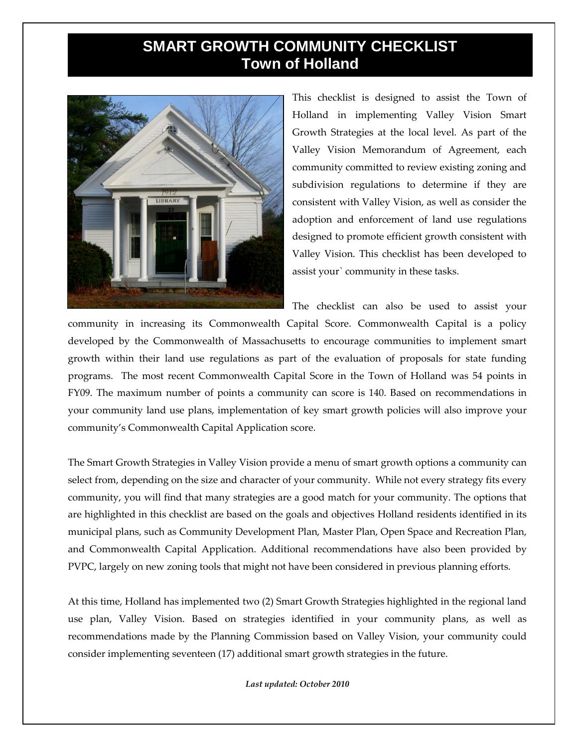# SMART GROWTH COMMUNITY CHECKLIST
## Town of Holland

This checklist is designed to assist the Town of Holland in implementing Valley Vision Smart Growth Strategies at the local level. As part of the Valley Vision Memorandum of Agreement, each community committed to review existing zoning and subdivision regulations to determine if they are consistent with Valley Vision, as well as consider the adoption and enforcement of land use regulations designed to promote efficient growth consistent with Valley Vision. This checklist has been developed to assist your` community in these tasks.

The checklist can also be used to assist your community in increasing its Commonwealth Capital Score. Commonwealth Capital is a policy developed by the Commonwealth of Massachusetts to encourage communities to implement smart growth within their land use regulations as part of the evaluation of proposals for state funding programs. The most recent Commonwealth Capital Score in the Town of Holland was 54 points in FY09. The maximum number of points a community can score is 140. Based on recommendations in your community land use plans, implementation of key smart growth policies will also improve your community's Commonwealth Capital Application score.

The Smart Growth Strategies in Valley Vision provide a menu of smart growth options a community can select from, depending on the size and character of your community. While not every strategy fits every community, you will find that many strategies are a good match for your community. The options that are highlighted in this checklist are based on the goals and objectives Holland residents identified in its municipal plans, such as Community Development Plan, Master Plan, Open Space and Recreation Plan, and Commonwealth Capital Application. Additional recommendations have also been provided by PVPC, largely on new zoning tools that might not have been considered in previous planning efforts.

At this time, Holland has implemented two (2) Smart Growth Strategies highlighted in the regional land use plan, Valley Vision. Based on strategies identified in your community plans, as well as recommendations made by the Planning Commission based on Valley Vision, your community could consider implementing seventeen (17) additional smart growth strategies in the future.

***Last updated: October 2010***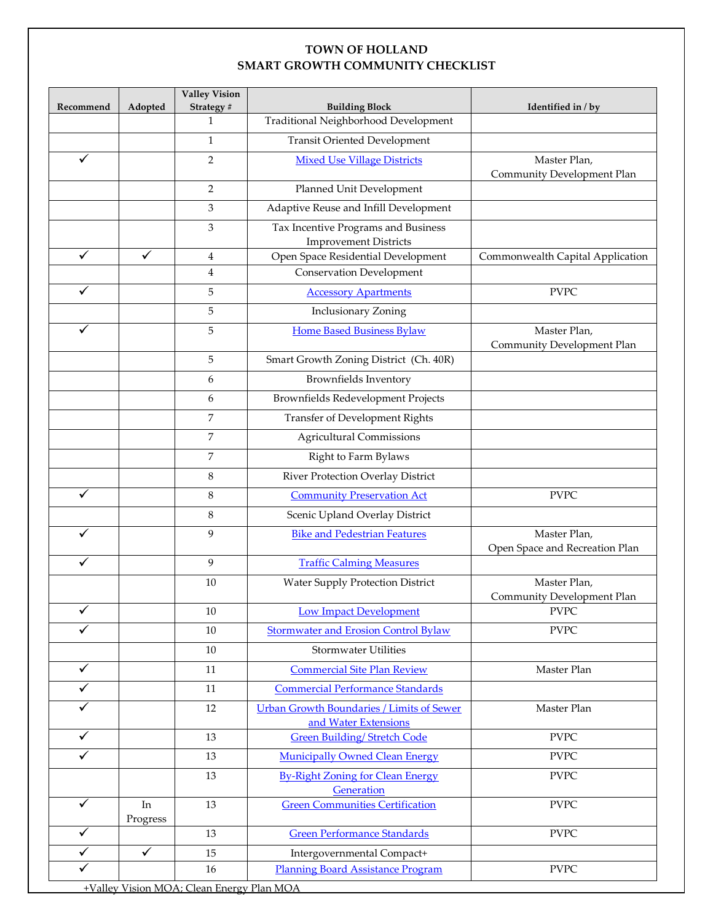# TOWN OF HOLLAND
## SMART GROWTH COMMUNITY CHECKLIST

| Recommend | Adopted | Valley Vision Strategy # | Building Block | Identified in / by |
|---|---|---|---|---|
| | | 1 | Traditional Neighborhood Development | |
| | | 1 | Transit Oriented Development | |
| ✓ | | 2 | Mixed Use Village Districts | Master Plan, Community Development Plan |
| | | 2 | Planned Unit Development | |
| | | 3 | Adaptive Reuse and Infill Development | |
| | | 3 | Tax Incentive Programs and Business Improvement Districts | |
| ✓ | ✓ | 4 | Open Space Residential Development | Commonwealth Capital Application |
| | | 4 | Conservation Development | |
| ✓ | | 5 | Accessory Apartments | PVPC |
| | | 5 | Inclusionary Zoning | |
| ✓ | | 5 | Home Based Business Bylaw | Master Plan, Community Development Plan |
| | | 5 | Smart Growth Zoning District (Ch. 40R) | |
| | | 6 | Brownfields Inventory | |
| | | 6 | Brownfields Redevelopment Projects | |
| | | 7 | Transfer of Development Rights | |
| | | 7 | Agricultural Commissions | |
| | | 7 | Right to Farm Bylaws | |
| | | 8 | River Protection Overlay District | |
| ✓ | | 8 | Community Preservation Act | PVPC |
| | | 8 | Scenic Upland Overlay District | |
| ✓ | | 9 | Bike and Pedestrian Features | Master Plan, Open Space and Recreation Plan |
| ✓ | | 9 | Traffic Calming Measures | |
| | | 10 | Water Supply Protection District | Master Plan, Community Development Plan |
| ✓ | | 10 | Low Impact Development | PVPC |
| ✓ | | 10 | Stormwater and Erosion Control Bylaw | PVPC |
| | | 10 | Stormwater Utilities | |
| ✓ | | 11 | Commercial Site Plan Review | Master Plan |
| ✓ | | 11 | Commercial Performance Standards | |
| ✓ | | 12 | Urban Growth Boundaries / Limits of Sewer and Water Extensions | Master Plan |
| ✓ | | 13 | Green Building/ Stretch Code | PVPC |
| ✓ | | 13 | Municipally Owned Clean Energy | PVPC |
| | | 13 | By-Right Zoning for Clean Energy Generation | PVPC |
| ✓ | In Progress | 13 | Green Communities Certification | PVPC |
| ✓ | | 13 | Green Performance Standards | PVPC |
| ✓ | ✓ | 15 | Intergovernmental Compact+ | |
| ✓ | | 16 | Planning Board Assistance Program | PVPC |

+Valley Vision MOA; Clean Energy Plan MOA